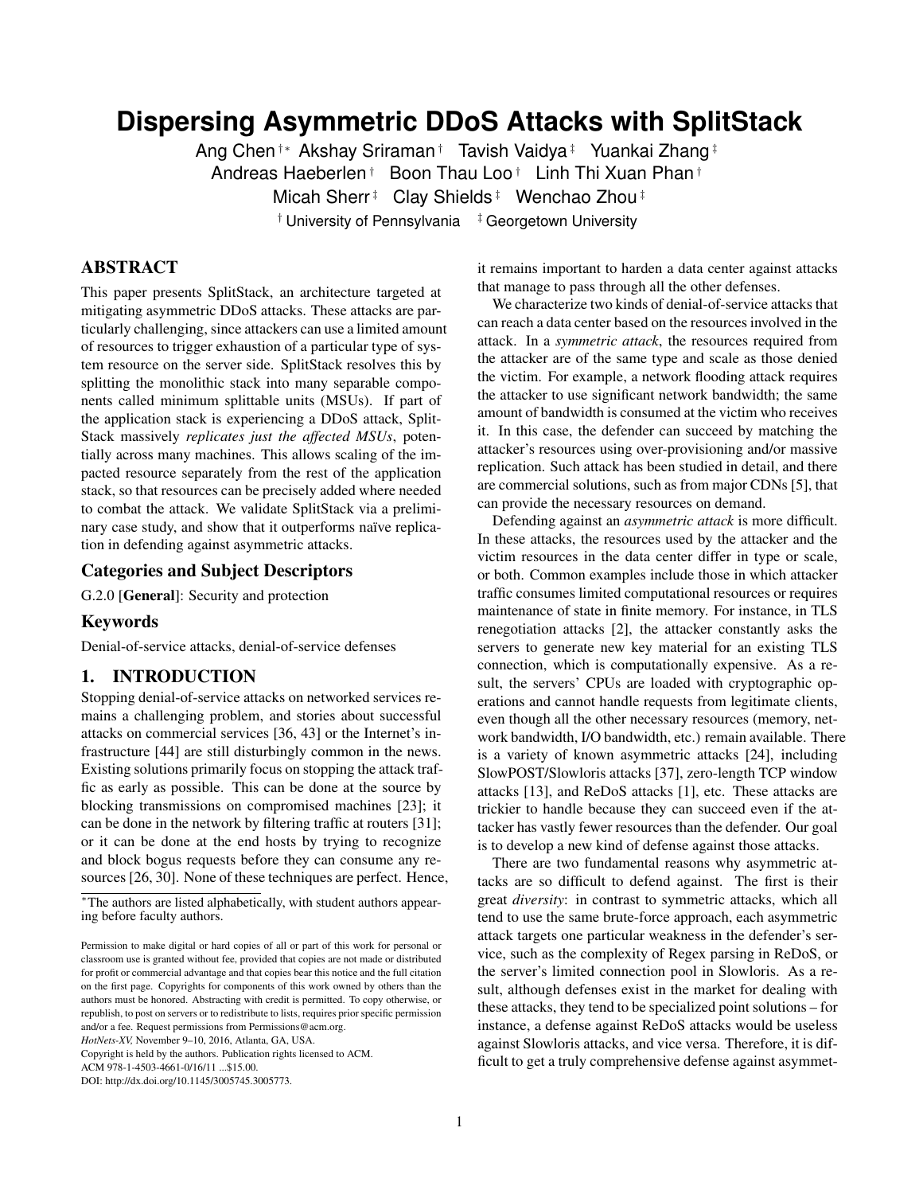# Dispersing Asymmetric DDoS Attacks with SplitStack

Ang Chen [†*] Akshay Sriraman [†] Tavish Vaidya [‡] Yuankai Zhang [‡]
Andreas Haeberlen [†] Boon Thau Loo [†] Linh Thi Xuan Phan [†]
Micah Sherr [‡] Clay Shields [‡] Wenchao Zhou [‡]

[†] University of Pennsylvania [‡] Georgetown University

## ABSTRACT

This paper presents SplitStack, an architecture targeted at mitigating asymmetric DDoS attacks. These attacks are particularly challenging, since attackers can use a limited amount of resources to trigger exhaustion of a particular type of system resource on the server side. SplitStack resolves this by splitting the monolithic stack into many separable components called minimum splittable units (MSUs). If part of the application stack is experiencing a DDoS attack, SplitStack massively *replicates just the affected MSUs*, potentially across many machines. This allows scaling of the impacted resource separately from the rest of the application stack, so that resources can be precisely added where needed to combat the attack. We validate SplitStack via a preliminary case study, and show that it outperforms naïve replication in defending against asymmetric attacks.

### Categories and Subject Descriptors

G.2.0 [**General**]: Security and protection

### Keywords

Denial-of-service attacks, denial-of-service defenses

## 1. INTRODUCTION

Stopping denial-of-service attacks on networked services remains a challenging problem, and stories about successful attacks on commercial services [36, 43] or the Internet's infrastructure [44] are still disturbingly common in the news. Existing solutions primarily focus on stopping the attack traffic as early as possible. This can be done at the source by blocking transmissions on compromised machines [23]; it can be done in the network by filtering traffic at routers [31]; or it can be done at the end hosts by trying to recognize and block bogus requests before they can consume any resources [26, 30]. None of these techniques are perfect. Hence, it remains important to harden a data center against attacks that manage to pass through all the other defenses.

We characterize two kinds of denial-of-service attacks that can reach a data center based on the resources involved in the attack. In a *symmetric attack*, the resources required from the attacker are of the same type and scale as those denied the victim. For example, a network flooding attack requires the attacker to use significant network bandwidth; the same amount of bandwidth is consumed at the victim who receives it. In this case, the defender can succeed by matching the attacker's resources using over-provisioning and/or massive replication. Such attack has been studied in detail, and there are commercial solutions, such as from major CDNs [5], that can provide the necessary resources on demand.

Defending against an *asymmetric attack* is more difficult. In these attacks, the resources used by the attacker and the victim resources in the data center differ in type or scale, or both. Common examples include those in which attacker traffic consumes limited computational resources or requires maintenance of state in finite memory. For instance, in TLS renegotiation attacks [2], the attacker constantly asks the servers to generate new key material for an existing TLS connection, which is computationally expensive. As a result, the servers' CPUs are loaded with cryptographic operations and cannot handle requests from legitimate clients, even though all the other necessary resources (memory, network bandwidth, I/O bandwidth, etc.) remain available. There is a variety of known asymmetric attacks [24], including SlowPOST/Slowloris attacks [37], zero-length TCP window attacks [13], and ReDoS attacks [1], etc. These attacks are trickier to handle because they can succeed even if the attacker has vastly fewer resources than the defender. Our goal is to develop a new kind of defense against those attacks.

There are two fundamental reasons why asymmetric attacks are so difficult to defend against. The first is their great *diversity*: in contrast to symmetric attacks, which all tend to use the same brute-force approach, each asymmetric attack targets one particular weakness in the defender's service, such as the complexity of Regex parsing in ReDoS, or the server's limited connection pool in Slowloris. As a result, although defenses exist in the market for dealing with these attacks, they tend to be specialized point solutions – for instance, a defense against ReDoS attacks would be useless against Slowloris attacks, and vice versa. Therefore, it is difficult to get a truly comprehensive defense against asymmet-

[*] The authors are listed alphabetically, with student authors appearing before faculty authors.

Permission to make digital or hard copies of all or part of this work for personal or classroom use is granted without fee, provided that copies are not made or distributed for profit or commercial advantage and that copies bear this notice and the full citation on the first page. Copyrights for components of this work owned by others than the authors must be honored. Abstracting with credit is permitted. To copy otherwise, or republish, to post on servers or to redistribute to lists, requires prior specific permission and/or a fee. Request permissions from Permissions@acm.org.
*HotNets-XV,* November 9–10, 2016, Atlanta, GA, USA.
Copyright is held by the authors. Publication rights licensed to ACM.
ACM 978-1-4503-4661-0/16/11 ...$15.00.
DOI: http://dx.doi.org/10.1145/3005745.3005773.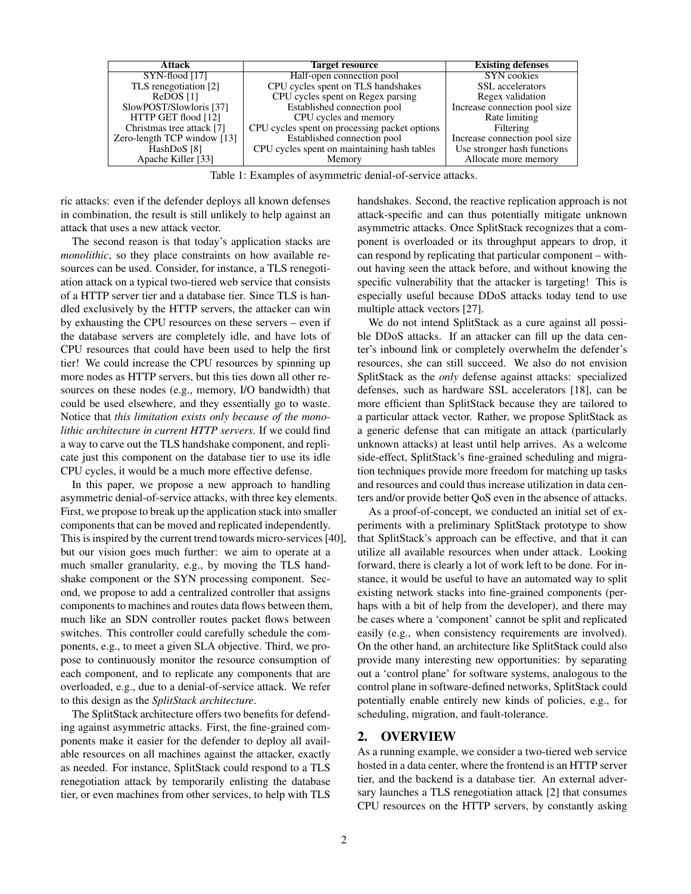| Attack | Target resource | Existing defenses |
| --- | --- | --- |
| SYN-flood [17] | Half-open connection pool | SYN cookies |
| TLS renegotiation [2] | CPU cycles spent on TLS handshakes | SSL accelerators |
| ReDOS [1] | CPU cycles spent on Regex parsing | Regex validation |
| SlowPOST/Slowloris [37] | Established connection pool | Increase connection pool size |
| HTTP GET flood [12] | CPU cycles and memory | Rate limiting |
| Christmas tree attack [7] | CPU cycles spent on processing packet options | Filtering |
| Zero-length TCP window [13] | Established connection pool | Increase connection pool size |
| HashDoS [8] | CPU cycles spent on maintaining hash tables | Use stronger hash functions |
| Apache Killer [33] | Memory | Allocate more memory |

Table 1: Examples of asymmetric denial-of-service attacks.

ric attacks: even if the defender deploys all known defenses in combination, the result is still unlikely to help against an attack that uses a new attack vector.

The second reason is that today's application stacks are *monolithic*, so they place constraints on how available resources can be used. Consider, for instance, a TLS renegotiation attack on a typical two-tiered web service that consists of a HTTP server tier and a database tier. Since TLS is handled exclusively by the HTTP servers, the attacker can win by exhausting the CPU resources on these servers – even if the database servers are completely idle, and have lots of CPU resources that could have been used to help the first tier! We could increase the CPU resources by spinning up more nodes as HTTP servers, but this ties down all other resources on these nodes (e.g., memory, I/O bandwidth) that could be used elsewhere, and they essentially go to waste. Notice that *this limitation exists only because of the monolithic architecture in current HTTP servers*. If we could find a way to carve out the TLS handshake component, and replicate just this component on the database tier to use its idle CPU cycles, it would be a much more effective defense.

In this paper, we propose a new approach to handling asymmetric denial-of-service attacks, with three key elements. First, we propose to break up the application stack into smaller components that can be moved and replicated independently. This is inspired by the current trend towards micro-services [40], but our vision goes much further: we aim to operate at a much smaller granularity, e.g., by moving the TLS handshake component or the SYN processing component. Second, we propose to add a centralized controller that assigns components to machines and routes data flows between them, much like an SDN controller routes packet flows between switches. This controller could carefully schedule the components, e.g., to meet a given SLA objective. Third, we propose to continuously monitor the resource consumption of each component, and to replicate any components that are overloaded, e.g., due to a denial-of-service attack. We refer to this design as the *SplitStack architecture*.

The SplitStack architecture offers two benefits for defending against asymmetric attacks. First, the fine-grained components make it easier for the defender to deploy all available resources on all machines against the attacker, exactly as needed. For instance, SplitStack could respond to a TLS renegotiation attack by temporarily enlisting the database tier, or even machines from other services, to help with TLS handshakes. Second, the reactive replication approach is not attack-specific and can thus potentially mitigate unknown asymmetric attacks. Once SplitStack recognizes that a component is overloaded or its throughput appears to drop, it can respond by replicating that particular component – without having seen the attack before, and without knowing the specific vulnerability that the attacker is targeting! This is especially useful because DDoS attacks today tend to use multiple attack vectors [27].

We do not intend SplitStack as a cure against all possible DDoS attacks. If an attacker can fill up the data center's inbound link or completely overwhelm the defender's resources, she can still succeed. We also do not envision SplitStack as the *only* defense against attacks: specialized defenses, such as hardware SSL accelerators [18], can be more efficient than SplitStack because they are tailored to a particular attack vector. Rather, we propose SplitStack as a generic defense that can mitigate an attack (particularly unknown attacks) at least until help arrives. As a welcome side-effect, SplitStack's fine-grained scheduling and migration techniques provide more freedom for matching up tasks and resources and could thus increase utilization in data centers and/or provide better QoS even in the absence of attacks.

As a proof-of-concept, we conducted an initial set of experiments with a preliminary SplitStack prototype to show that SplitStack's approach can be effective, and that it can utilize all available resources when under attack. Looking forward, there is clearly a lot of work left to be done. For instance, it would be useful to have an automated way to split existing network stacks into fine-grained components (perhaps with a bit of help from the developer), and there may be cases where a 'component' cannot be split and replicated easily (e.g., when consistency requirements are involved). On the other hand, an architecture like SplitStack could also provide many interesting new opportunities: by separating out a 'control plane' for software systems, analogous to the control plane in software-defined networks, SplitStack could potentially enable entirely new kinds of policies, e.g., for scheduling, migration, and fault-tolerance.

## 2. OVERVIEW

As a running example, we consider a two-tiered web service hosted in a data center, where the frontend is an HTTP server tier, and the backend is a database tier. An external adversary launches a TLS renegotiation attack [2] that consumes CPU resources on the HTTP servers, by constantly asking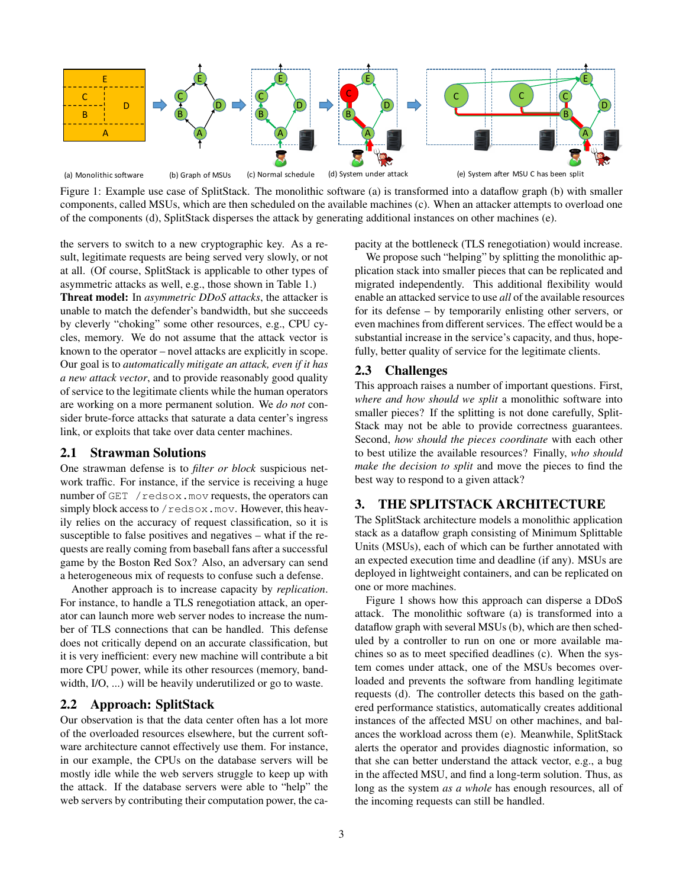Figure 1: Example use case of SplitStack. The monolithic software (a) is transformed into a dataflow graph (b) with smaller components, called MSUs, which are then scheduled on the available machines (c). When an attacker attempts to overload one of the components (d), SplitStack disperses the attack by generating additional instances on other machines (e).

the servers to switch to a new cryptographic key. As a result, legitimate requests are being served very slowly, or not at all. (Of course, SplitStack is applicable to other types of asymmetric attacks as well, e.g., those shown in Table 1.)

**Threat model:** In *asymmetric DDoS attacks*, the attacker is unable to match the defender's bandwidth, but she succeeds by cleverly "choking" some other resources, e.g., CPU cycles, memory. We do not assume that the attack vector is known to the operator – novel attacks are explicitly in scope. Our goal is to *automatically mitigate an attack, even if it has a new attack vector*, and to provide reasonably good quality of service to the legitimate clients while the human operators are working on a more permanent solution. We *do not* consider brute-force attacks that saturate a data center's ingress link, or exploits that take over data center machines.

## 2.1 Strawman Solutions

One strawman defense is to *filter or block* suspicious network traffic. For instance, if the service is receiving a huge number of `GET /redsox.mov` requests, the operators can simply block access to `/redsox.mov`. However, this heavily relies on the accuracy of request classification, so it is susceptible to false positives and negatives – what if the requests are really coming from baseball fans after a successful game by the Boston Red Sox? Also, an adversary can send a heterogeneous mix of requests to confuse such a defense.

Another approach is to increase capacity by *replication*. For instance, to handle a TLS renegotiation attack, an operator can launch more web server nodes to increase the number of TLS connections that can be handled. This defense does not critically depend on an accurate classification, but it is very inefficient: every new machine will contribute a bit more CPU power, while its other resources (memory, bandwidth, I/O, ...) will be heavily underutilized or go to waste.

## 2.2 Approach: SplitStack

Our observation is that the data center often has a lot more of the overloaded resources elsewhere, but the current software architecture cannot effectively use them. For instance, in our example, the CPUs on the database servers will be mostly idle while the web servers struggle to keep up with the attack. If the database servers were able to "help" the web servers by contributing their computation power, the capacity at the bottleneck (TLS renegotiation) would increase.

We propose such "helping" by splitting the monolithic application stack into smaller pieces that can be replicated and migrated independently. This additional flexibility would enable an attacked service to use *all* of the available resources for its defense – by temporarily enlisting other servers, or even machines from different services. The effect would be a substantial increase in the service's capacity, and thus, hopefully, better quality of service for the legitimate clients.

## 2.3 Challenges

This approach raises a number of important questions. First, *where and how should we split* a monolithic software into smaller pieces? If the splitting is not done carefully, SplitStack may not be able to provide correctness guarantees. Second, *how should the pieces coordinate* with each other to best utilize the available resources? Finally, *who should make the decision to split* and move the pieces to find the best way to respond to a given attack?

# 3. THE SPLITSTACK ARCHITECTURE

The SplitStack architecture models a monolithic application stack as a dataflow graph consisting of Minimum Splittable Units (MSUs), each of which can be further annotated with an expected execution time and deadline (if any). MSUs are deployed in lightweight containers, and can be replicated on one or more machines.

Figure 1 shows how this approach can disperse a DDoS attack. The monolithic software (a) is transformed into a dataflow graph with several MSUs (b), which are then scheduled by a controller to run on one or more available machines so as to meet specified deadlines (c). When the system comes under attack, one of the MSUs becomes overloaded and prevents the software from handling legitimate requests (d). The controller detects this based on the gathered performance statistics, automatically creates additional instances of the affected MSU on other machines, and balances the workload across them (e). Meanwhile, SplitStack alerts the operator and provides diagnostic information, so that she can better understand the attack vector, e.g., a bug in the affected MSU, and find a long-term solution. Thus, as long as the system *as a whole* has enough resources, all of the incoming requests can still be handled.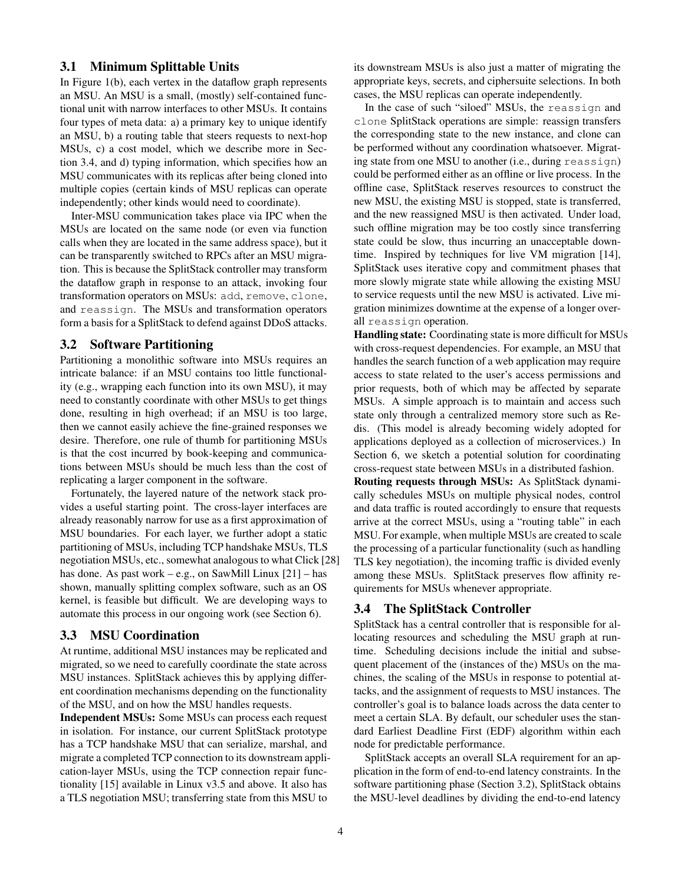### 3.1 Minimum Splittable Units

In Figure 1(b), each vertex in the dataflow graph represents an MSU. An MSU is a small, (mostly) self-contained functional unit with narrow interfaces to other MSUs. It contains four types of meta data: a) a primary key to unique identify an MSU, b) a routing table that steers requests to next-hop MSUs, c) a cost model, which we describe more in Section 3.4, and d) typing information, which specifies how an MSU communicates with its replicas after being cloned into multiple copies (certain kinds of MSU replicas can operate independently; other kinds would need to coordinate).

Inter-MSU communication takes place via IPC when the MSUs are located on the same node (or even via function calls when they are located in the same address space), but it can be transparently switched to RPCs after an MSU migration. This is because the SplitStack controller may transform the dataflow graph in response to an attack, invoking four transformation operators on MSUs: `add`, `remove`, `clone`, and `reassign`. The MSUs and transformation operators form a basis for a SplitStack to defend against DDoS attacks.

### 3.2 Software Partitioning

Partitioning a monolithic software into MSUs requires an intricate balance: if an MSU contains too little functionality (e.g., wrapping each function into its own MSU), it may need to constantly coordinate with other MSUs to get things done, resulting in high overhead; if an MSU is too large, then we cannot easily achieve the fine-grained responses we desire. Therefore, one rule of thumb for partitioning MSUs is that the cost incurred by book-keeping and communications between MSUs should be much less than the cost of replicating a larger component in the software.

Fortunately, the layered nature of the network stack provides a useful starting point. The cross-layer interfaces are already reasonably narrow for use as a first approximation of MSU boundaries. For each layer, we further adopt a static partitioning of MSUs, including TCP handshake MSUs, TLS negotiation MSUs, etc., somewhat analogous to what Click [28] has done. As past work – e.g., on SawMill Linux [21] – has shown, manually splitting complex software, such as an OS kernel, is feasible but difficult. We are developing ways to automate this process in our ongoing work (see Section 6).

### 3.3 MSU Coordination

At runtime, additional MSU instances may be replicated and migrated, so we need to carefully coordinate the state across MSU instances. SplitStack achieves this by applying different coordination mechanisms depending on the functionality of the MSU, and on how the MSU handles requests.

**Independent MSUs:** Some MSUs can process each request in isolation. For instance, our current SplitStack prototype has a TCP handshake MSU that can serialize, marshal, and migrate a completed TCP connection to its downstream application-layer MSUs, using the TCP connection repair functionality [15] available in Linux v3.5 and above. It also has a TLS negotiation MSU; transferring state from this MSU to its downstream MSUs is also just a matter of migrating the appropriate keys, secrets, and ciphersuite selections. In both cases, the MSU replicas can operate independently.

In the case of such "siloed" MSUs, the `reassign` and `clone` SplitStack operations are simple: reassign transfers the corresponding state to the new instance, and clone can be performed without any coordination whatsoever. Migrating state from one MSU to another (i.e., during `reassign`) could be performed either as an offline or live process. In the offline case, SplitStack reserves resources to construct the new MSU, the existing MSU is stopped, state is transferred, and the new reassigned MSU is then activated. Under load, such offline migration may be too costly since transferring state could be slow, thus incurring an unacceptable downtime. Inspired by techniques for live VM migration [14], SplitStack uses iterative copy and commitment phases that more slowly migrate state while allowing the existing MSU to service requests until the new MSU is activated. Live migration minimizes downtime at the expense of a longer overall `reassign` operation.

**Handling state:** Coordinating state is more difficult for MSUs with cross-request dependencies. For example, an MSU that handles the search function of a web application may require access to state related to the user's access permissions and prior requests, both of which may be affected by separate MSUs. A simple approach is to maintain and access such state only through a centralized memory store such as Redis. (This model is already becoming widely adopted for applications deployed as a collection of microservices.) In Section 6, we sketch a potential solution for coordinating cross-request state between MSUs in a distributed fashion.

**Routing requests through MSUs:** As SplitStack dynamically schedules MSUs on multiple physical nodes, control and data traffic is routed accordingly to ensure that requests arrive at the correct MSUs, using a "routing table" in each MSU. For example, when multiple MSUs are created to scale the processing of a particular functionality (such as handling TLS key negotiation), the incoming traffic is divided evenly among these MSUs. SplitStack preserves flow affinity requirements for MSUs whenever appropriate.

### 3.4 The SplitStack Controller

SplitStack has a central controller that is responsible for allocating resources and scheduling the MSU graph at runtime. Scheduling decisions include the initial and subsequent placement of the (instances of the) MSUs on the machines, the scaling of the MSUs in response to potential attacks, and the assignment of requests to MSU instances. The controller's goal is to balance loads across the data center to meet a certain SLA. By default, our scheduler uses the standard Earliest Deadline First (EDF) algorithm within each node for predictable performance.

SplitStack accepts an overall SLA requirement for an application in the form of end-to-end latency constraints. In the software partitioning phase (Section 3.2), SplitStack obtains the MSU-level deadlines by dividing the end-to-end latency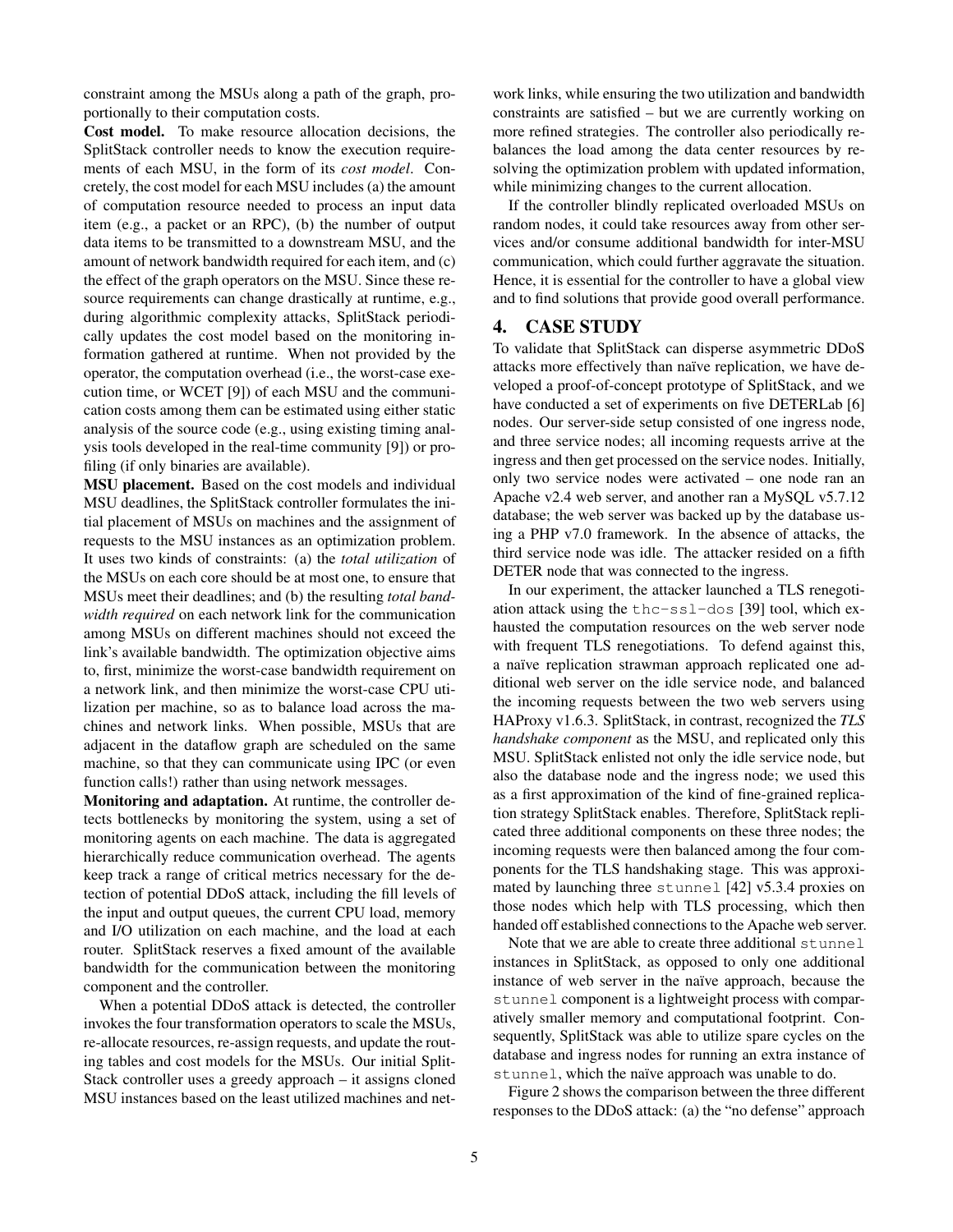constraint among the MSUs along a path of the graph, proportionally to their computation costs.

**Cost model.** To make resource allocation decisions, the SplitStack controller needs to know the execution requirements of each MSU, in the form of its *cost model*. Concretely, the cost model for each MSU includes (a) the amount of computation resource needed to process an input data item (e.g., a packet or an RPC), (b) the number of output data items to be transmitted to a downstream MSU, and the amount of network bandwidth required for each item, and (c) the effect of the graph operators on the MSU. Since these resource requirements can change drastically at runtime, e.g., during algorithmic complexity attacks, SplitStack periodically updates the cost model based on the monitoring information gathered at runtime. When not provided by the operator, the computation overhead (i.e., the worst-case execution time, or WCET [9]) of each MSU and the communication costs among them can be estimated using either static analysis of the source code (e.g., using existing timing analysis tools developed in the real-time community [9]) or profiling (if only binaries are available).

**MSU placement.** Based on the cost models and individual MSU deadlines, the SplitStack controller formulates the initial placement of MSUs on machines and the assignment of requests to the MSU instances as an optimization problem. It uses two kinds of constraints: (a) the *total utilization* of the MSUs on each core should be at most one, to ensure that MSUs meet their deadlines; and (b) the resulting *total bandwidth required* on each network link for the communication among MSUs on different machines should not exceed the link's available bandwidth. The optimization objective aims to, first, minimize the worst-case bandwidth requirement on a network link, and then minimize the worst-case CPU utilization per machine, so as to balance load across the machines and network links. When possible, MSUs that are adjacent in the dataflow graph are scheduled on the same machine, so that they can communicate using IPC (or even function calls!) rather than using network messages.

**Monitoring and adaptation.** At runtime, the controller detects bottlenecks by monitoring the system, using a set of monitoring agents on each machine. The data is aggregated hierarchically reduce communication overhead. The agents keep track a range of critical metrics necessary for the detection of potential DDoS attack, including the fill levels of the input and output queues, the current CPU load, memory and I/O utilization on each machine, and the load at each router. SplitStack reserves a fixed amount of the available bandwidth for the communication between the monitoring component and the controller.

When a potential DDoS attack is detected, the controller invokes the four transformation operators to scale the MSUs, re-allocate resources, re-assign requests, and update the routing tables and cost models for the MSUs. Our initial SplitStack controller uses a greedy approach – it assigns cloned MSU instances based on the least utilized machines and network links, while ensuring the two utilization and bandwidth constraints are satisfied – but we are currently working on more refined strategies. The controller also periodically rebalances the load among the data center resources by resolving the optimization problem with updated information, while minimizing changes to the current allocation.

If the controller blindly replicated overloaded MSUs on random nodes, it could take resources away from other services and/or consume additional bandwidth for inter-MSU communication, which could further aggravate the situation. Hence, it is essential for the controller to have a global view and to find solutions that provide good overall performance.

## 4. CASE STUDY

To validate that SplitStack can disperse asymmetric DDoS attacks more effectively than naïve replication, we have developed a proof-of-concept prototype of SplitStack, and we have conducted a set of experiments on five DETERLab [6] nodes. Our server-side setup consisted of one ingress node, and three service nodes; all incoming requests arrive at the ingress and then get processed on the service nodes. Initially, only two service nodes were activated – one node ran an Apache v2.4 web server, and another ran a MySQL v5.7.12 database; the web server was backed up by the database using a PHP v7.0 framework. In the absence of attacks, the third service node was idle. The attacker resided on a fifth DETER node that was connected to the ingress.

In our experiment, the attacker launched a TLS renegotiation attack using the `thc-ssl-dos` [39] tool, which exhausted the computation resources on the web server node with frequent TLS renegotiations. To defend against this, a naïve replication strawman approach replicated one additional web server on the idle service node, and balanced the incoming requests between the two web servers using HAProxy v1.6.3. SplitStack, in contrast, recognized the ***TLS handshake component*** as the MSU, and replicated only this MSU. SplitStack enlisted not only the idle service node, but also the database node and the ingress node; we used this as a first approximation of the kind of fine-grained replication strategy SplitStack enables. Therefore, SplitStack replicated three additional components on these three nodes; the incoming requests were then balanced among the four components for the TLS handshaking stage. This was approximated by launching three `stunnel` [42] v5.3.4 proxies on those nodes which help with TLS processing, which then handed off established connections to the Apache web server.

Note that we are able to create three additional `stunnel` instances in SplitStack, as opposed to only one additional instance of web server in the naïve approach, because the `stunnel` component is a lightweight process with comparatively smaller memory and computational footprint. Consequently, SplitStack was able to utilize spare cycles on the database and ingress nodes for running an extra instance of `stunnel`, which the naïve approach was unable to do.

Figure 2 shows the comparison between the three different responses to the DDoS attack: (a) the "no defense" approach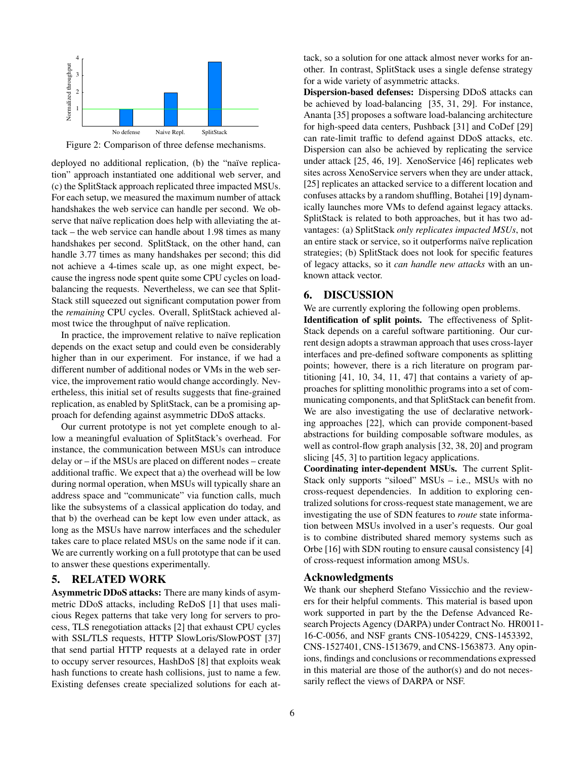Figure 2: Comparison of three defense mechanisms.

deployed no additional replication, (b) the "naïve replication" approach instantiated one additional web server, and (c) the SplitStack approach replicated three impacted MSUs. For each setup, we measured the maximum number of attack handshakes the web service can handle per second. We observe that naïve replication does help with alleviating the attack – the web service can handle about 1.98 times as many handshakes per second. SplitStack, on the other hand, can handle 3.77 times as many handshakes per second; this did not achieve a 4-times scale up, as one might expect, because the ingress node spent quite some CPU cycles on load-balancing the requests. Nevertheless, we can see that SplitStack still squeezed out significant computation power from the *remaining* CPU cycles. Overall, SplitStack achieved almost twice the throughput of naïve replication.

In practice, the improvement relative to naïve replication depends on the exact setup and could even be considerably higher than in our experiment. For instance, if we had a different number of additional nodes or VMs in the web service, the improvement ratio would change accordingly. Nevertheless, this initial set of results suggests that fine-grained replication, as enabled by SplitStack, can be a promising approach for defending against asymmetric DDoS attacks.

Our current prototype is not yet complete enough to allow a meaningful evaluation of SplitStack's overhead. For instance, the communication between MSUs can introduce delay or – if the MSUs are placed on different nodes – create additional traffic. We expect that a) the overhead will be low during normal operation, when MSUs will typically share an address space and "communicate" via function calls, much like the subsystems of a classical application do today, and that b) the overhead can be kept low even under attack, as long as the MSUs have narrow interfaces and the scheduler takes care to place related MSUs on the same node if it can. We are currently working on a full prototype that can be used to answer these questions experimentally.

## 5. RELATED WORK

**Asymmetric DDoS attacks:** There are many kinds of asymmetric DDoS attacks, including ReDoS [1] that uses malicious Regex patterns that take very long for servers to process, TLS renegotiation attacks [2] that exhaust CPU cycles with SSL/TLS requests, HTTP SlowLoris/SlowPOST [37] that send partial HTTP requests at a delayed rate in order to occupy server resources, HashDoS [8] that exploits weak hash functions to create hash collisions, just to name a few. Existing defenses create specialized solutions for each attack, so a solution for one attack almost never works for another. In contrast, SplitStack uses a single defense strategy for a wide variety of asymmetric attacks.

**Dispersion-based defenses:** Dispersing DDoS attacks can be achieved by load-balancing [35, 31, 29]. For instance, Ananta [35] proposes a software load-balancing architecture for high-speed data centers, Pushback [31] and CoDef [29] can rate-limit traffic to defend against DDoS attacks, etc. Dispersion can also be achieved by replicating the service under attack [25, 46, 19]. XenoService [46] replicates web sites across XenoService servers when they are under attack, [25] replicates an attacked service to a different location and confuses attacks by a random shuffling, Botahei [19] dynamically launches more VMs to defend against legacy attacks. SplitStack is related to both approaches, but it has two advantages: (a) SplitStack *only replicates impacted MSUs*, not an entire stack or service, so it outperforms naïve replication strategies; (b) SplitStack does not look for specific features of legacy attacks, so it *can handle new attacks* with an unknown attack vector.

## 6. DISCUSSION

We are currently exploring the following open problems.

**Identification of split points.** The effectiveness of SplitStack depends on a careful software partitioning. Our current design adopts a strawman approach that uses cross-layer interfaces and pre-defined software components as splitting points; however, there is a rich literature on program partitioning [41, 10, 34, 11, 47] that contains a variety of approaches for splitting monolithic programs into a set of communicating components, and that SplitStack can benefit from. We are also investigating the use of declarative networking approaches [22], which can provide component-based abstractions for building composable software modules, as well as control-flow graph analysis [32, 38, 20] and program slicing [45, 3] to partition legacy applications.

**Coordinating inter-dependent MSUs.** The current SplitStack only supports "siloed" MSUs – i.e., MSUs with no cross-request dependencies. In addition to exploring centralized solutions for cross-request state management, we are investigating the use of SDN features to *route* state information between MSUs involved in a user's requests. Our goal is to combine distributed shared memory systems such as Orbe [16] with SDN routing to ensure causal consistency [4] of cross-request information among MSUs.

### Acknowledgments

We thank our shepherd Stefano Vissicchio and the reviewers for their helpful comments. This material is based upon work supported in part by the Defense Advanced Research Projects Agency (DARPA) under Contract No. HR0011-16-C-0056, and NSF grants CNS-1054229, CNS-1453392, CNS-1527401, CNS-1513679, and CNS-1563873. Any opinions, findings and conclusions or recommendations expressed in this material are those of the author(s) and do not necessarily reflect the views of DARPA or NSF.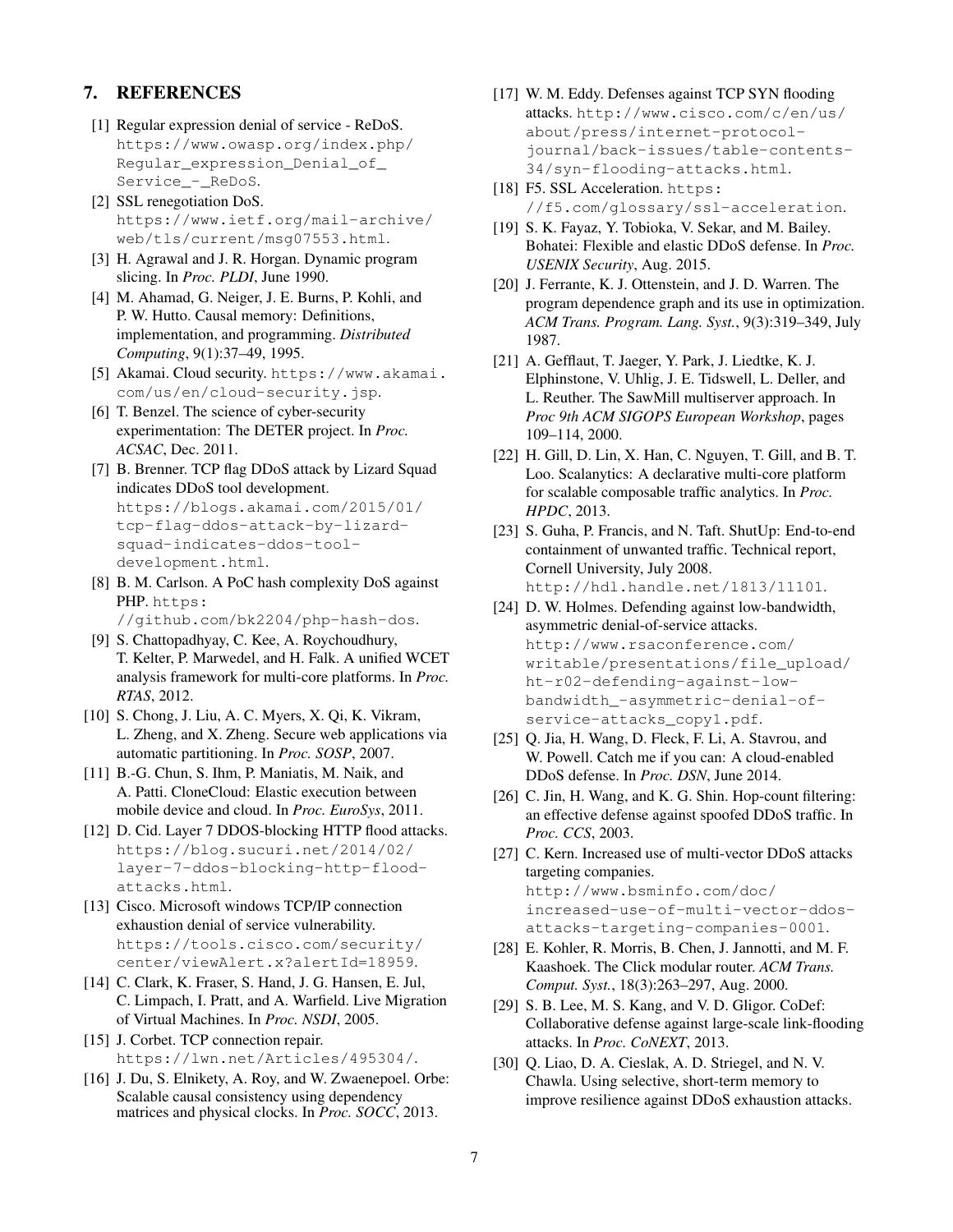## 7. REFERENCES

[1] Regular expression denial of service - ReDoS. https://www.owasp.org/index.php/Regular_expression_Denial_of_Service_-_ReDoS.

[2] SSL renegotiation DoS. https://www.ietf.org/mail-archive/web/tls/current/msg07553.html.

[3] H. Agrawal and J. R. Horgan. Dynamic program slicing. In *Proc. PLDI*, June 1990.

[4] M. Ahamad, G. Neiger, J. E. Burns, P. Kohli, and P. W. Hutto. Causal memory: Definitions, implementation, and programming. *Distributed Computing*, 9(1):37–49, 1995.

[5] Akamai. Cloud security. https://www.akamai.com/us/en/cloud-security.jsp.

[6] T. Benzel. The science of cyber-security experimentation: The DETER project. In *Proc. ACSAC*, Dec. 2011.

[7] B. Brenner. TCP flag DDoS attack by Lizard Squad indicates DDoS tool development. https://blogs.akamai.com/2015/01/tcp-flag-ddos-attack-by-lizard-squad-indicates-ddos-tool-development.html.

[8] B. M. Carlson. A PoC hash complexity DoS against PHP. https://github.com/bk2204/php-hash-dos.

[9] S. Chattopadhyay, C. Kee, A. Roychoudhury, T. Kelter, P. Marwedel, and H. Falk. A unified WCET analysis framework for multi-core platforms. In *Proc. RTAS*, 2012.

[10] S. Chong, J. Liu, A. C. Myers, X. Qi, K. Vikram, L. Zheng, and X. Zheng. Secure web applications via automatic partitioning. In *Proc. SOSP*, 2007.

[11] B.-G. Chun, S. Ihm, P. Maniatis, M. Naik, and A. Patti. CloneCloud: Elastic execution between mobile device and cloud. In *Proc. EuroSys*, 2011.

[12] D. Cid. Layer 7 DDOS-blocking HTTP flood attacks. https://blog.sucuri.net/2014/02/layer-7-ddos-blocking-http-flood-attacks.html.

[13] Cisco. Microsoft windows TCP/IP connection exhaustion denial of service vulnerability. https://tools.cisco.com/security/center/viewAlert.x?alertId=18959.

[14] C. Clark, K. Fraser, S. Hand, J. G. Hansen, E. Jul, C. Limpach, I. Pratt, and A. Warfield. Live Migration of Virtual Machines. In *Proc. NSDI*, 2005.

[15] J. Corbet. TCP connection repair. https://lwn.net/Articles/495304/.

[16] J. Du, S. Elnikety, A. Roy, and W. Zwaenepoel. Orbe: Scalable causal consistency using dependency matrices and physical clocks. In *Proc. SOCC*, 2013.

[17] W. M. Eddy. Defenses against TCP SYN flooding attacks. http://www.cisco.com/c/en/us/about/press/internet-protocol-journal/back-issues/table-contents-34/syn-flooding-attacks.html.

[18] F5. SSL Acceleration. https://f5.com/glossary/ssl-acceleration.

[19] S. K. Fayaz, Y. Tobioka, V. Sekar, and M. Bailey. Bohatei: Flexible and elastic DDoS defense. In *Proc. USENIX Security*, Aug. 2015.

[20] J. Ferrante, K. J. Ottenstein, and J. D. Warren. The program dependence graph and its use in optimization. *ACM Trans. Program. Lang. Syst.*, 9(3):319–349, July 1987.

[21] A. Gefflaut, T. Jaeger, Y. Park, J. Liedtke, K. J. Elphinstone, V. Uhlig, J. E. Tidswell, L. Deller, and L. Reuther. The SawMill multiserver approach. In *Proc 9th ACM SIGOPS European Workshop*, pages 109–114, 2000.

[22] H. Gill, D. Lin, X. Han, C. Nguyen, T. Gill, and B. T. Loo. Scalanytics: A declarative multi-core platform for scalable composable traffic analytics. In *Proc. HPDC*, 2013.

[23] S. Guha, P. Francis, and N. Taft. ShutUp: End-to-end containment of unwanted traffic. Technical report, Cornell University, July 2008. http://hdl.handle.net/1813/11101.

[24] D. W. Holmes. Defending against low-bandwidth, asymmetric denial-of-service attacks. http://www.rsaconference.com/writable/presentations/file_upload/ht-r02-defending-against-low-bandwidth_-asymmetric-denial-of-service-attacks_copy1.pdf.

[25] Q. Jia, H. Wang, D. Fleck, F. Li, A. Stavrou, and W. Powell. Catch me if you can: A cloud-enabled DDoS defense. In *Proc. DSN*, June 2014.

[26] C. Jin, H. Wang, and K. G. Shin. Hop-count filtering: an effective defense against spoofed DDoS traffic. In *Proc. CCS*, 2003.

[27] C. Kern. Increased use of multi-vector DDoS attacks targeting companies. http://www.bsminfo.com/doc/increased-use-of-multi-vector-ddos-attacks-targeting-companies-0001.

[28] E. Kohler, R. Morris, B. Chen, J. Jannotti, and M. F. Kaashoek. The Click modular router. *ACM Trans. Comput. Syst.*, 18(3):263–297, Aug. 2000.

[29] S. B. Lee, M. S. Kang, and V. D. Gligor. CoDef: Collaborative defense against large-scale link-flooding attacks. In *Proc. CoNEXT*, 2013.

[30] Q. Liao, D. A. Cieslak, A. D. Striegel, and N. V. Chawla. Using selective, short-term memory to improve resilience against DDoS exhaustion attacks.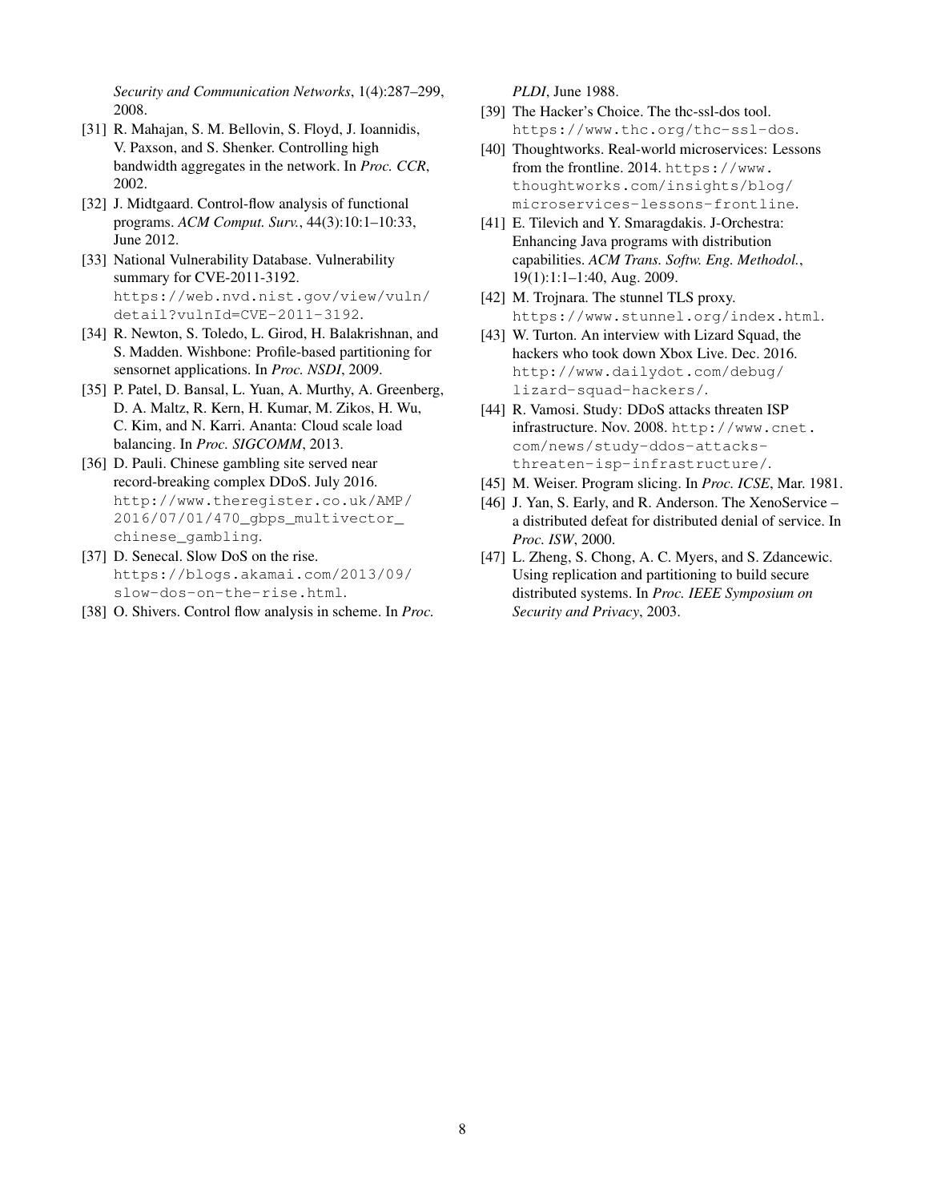*Security and Communication Networks*, 1(4):287–299, 2008.

[31] R. Mahajan, S. M. Bellovin, S. Floyd, J. Ioannidis, V. Paxson, and S. Shenker. Controlling high bandwidth aggregates in the network. In *Proc. CCR*, 2002.

[32] J. Midtgaard. Control-flow analysis of functional programs. *ACM Comput. Surv.*, 44(3):10:1–10:33, June 2012.

[33] National Vulnerability Database. Vulnerability summary for CVE-2011-3192. https://web.nvd.nist.gov/view/vuln/detail?vulnId=CVE-2011-3192.

[34] R. Newton, S. Toledo, L. Girod, H. Balakrishnan, and S. Madden. Wishbone: Profile-based partitioning for sensornet applications. In *Proc. NSDI*, 2009.

[35] P. Patel, D. Bansal, L. Yuan, A. Murthy, A. Greenberg, D. A. Maltz, R. Kern, H. Kumar, M. Zikos, H. Wu, C. Kim, and N. Karri. Ananta: Cloud scale load balancing. In *Proc. SIGCOMM*, 2013.

[36] D. Pauli. Chinese gambling site served near record-breaking complex DDoS. July 2016. http://www.theregister.co.uk/AMP/2016/07/01/470_gbps_multivector_chinese_gambling.

[37] D. Senecal. Slow DoS on the rise. https://blogs.akamai.com/2013/09/slow-dos-on-the-rise.html.

[38] O. Shivers. Control flow analysis in scheme. In *Proc. PLDI*, June 1988.

[39] The Hacker's Choice. The thc-ssl-dos tool. https://www.thc.org/thc-ssl-dos.

[40] Thoughtworks. Real-world microservices: Lessons from the frontline. 2014. https://www.thoughtworks.com/insights/blog/microservices-lessons-frontline.

[41] E. Tilevich and Y. Smaragdakis. J-Orchestra: Enhancing Java programs with distribution capabilities. *ACM Trans. Softw. Eng. Methodol.*, 19(1):1:1–1:40, Aug. 2009.

[42] M. Trojnara. The stunnel TLS proxy. https://www.stunnel.org/index.html.

[43] W. Turton. An interview with Lizard Squad, the hackers who took down Xbox Live. Dec. 2016. http://www.dailydot.com/debug/lizard-squad-hackers/.

[44] R. Vamosi. Study: DDoS attacks threaten ISP infrastructure. Nov. 2008. http://www.cnet.com/news/study-ddos-attacks-threaten-isp-infrastructure/.

[45] M. Weiser. Program slicing. In *Proc. ICSE*, Mar. 1981.

[46] J. Yan, S. Early, and R. Anderson. The XenoService – a distributed defeat for distributed denial of service. In *Proc. ISW*, 2000.

[47] L. Zheng, S. Chong, A. C. Myers, and S. Zdancewic. Using replication and partitioning to build secure distributed systems. In *Proc. IEEE Symposium on Security and Privacy*, 2003.